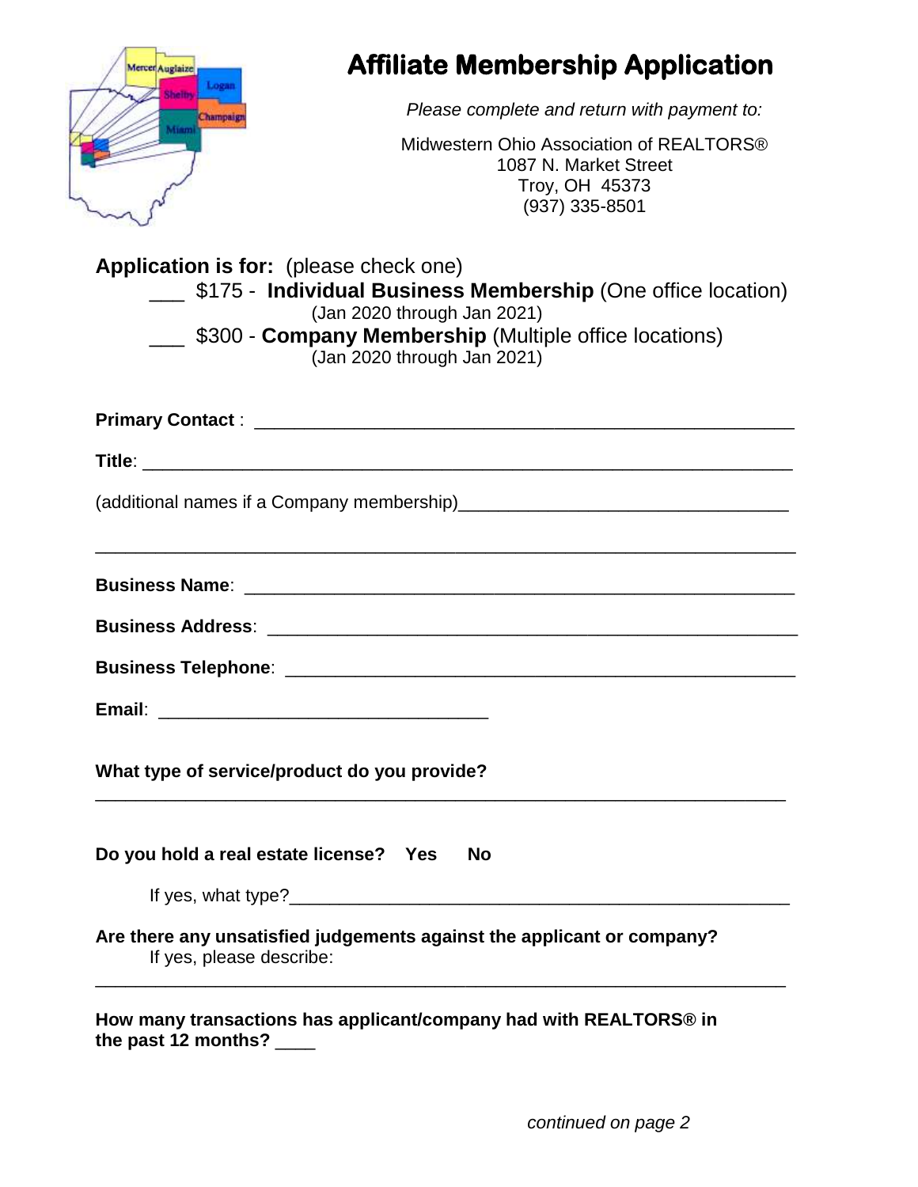# Affiliate Membership Application

*Please complete and return with payment to:*

Midwestern Ohio Association of REALTORS®
1087 N. Market Street
Troy, OH 45373
(937) 335-8501

**Application is for:** (please check one)

___ $175 - **Individual Business Membership** (One office location)
(Jan 2020 through Jan 2021)

___ $300 - **Company Membership** (Multiple office locations)
(Jan 2020 through Jan 2021)

**Primary Contact** : ______________________________________________________

**Title**: ____________________________________________________________

(additional names if a Company membership)________________________________

____________________________________________________________________

**Business Name**: ______________________________________________________

**Business Address**: ____________________________________________________

**Business Telephone**: __________________________________________________

**Email**: ________________________________

**What type of service/product do you provide?**

____________________________________________________________________

**Do you hold a real estate license? Yes No**

If yes, what type?__________________________________________________

**Are there any unsatisfied judgements against the applicant or company?**
If yes, please describe:

____________________________________________________________________

**How many transactions has applicant/company had with REALTORS® in the past 12 months?** ____

*continued on page 2*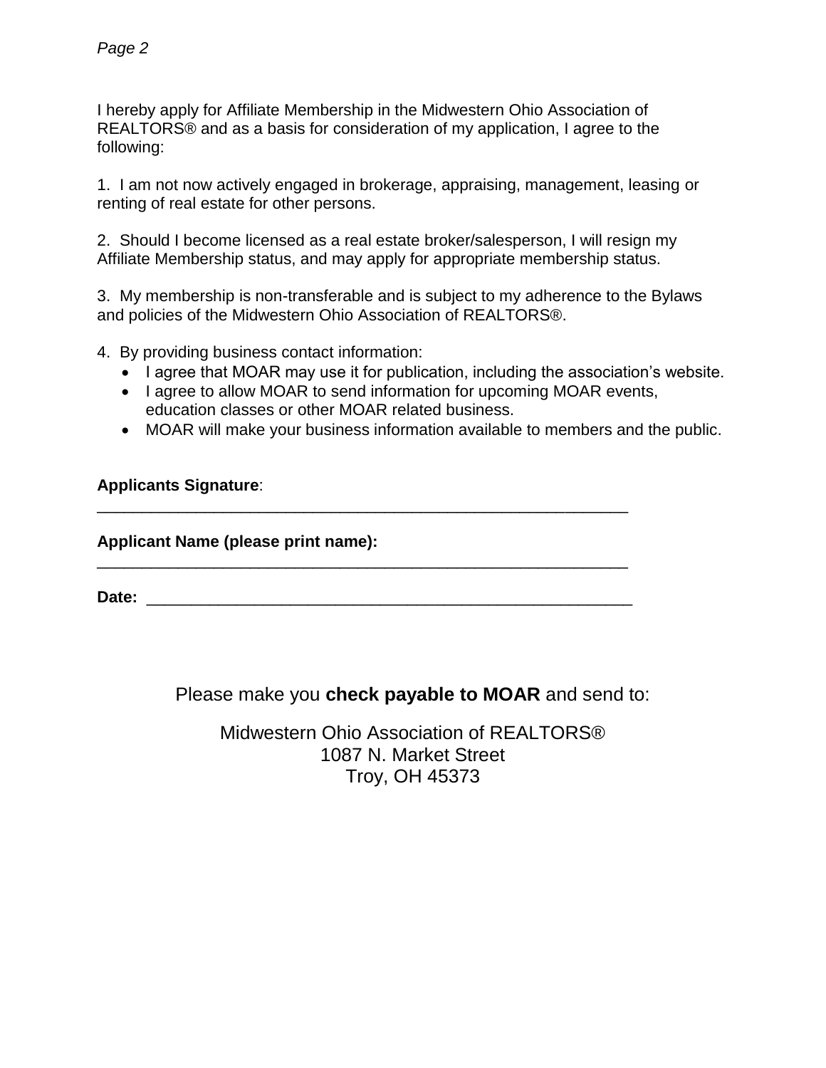I hereby apply for Affiliate Membership in the Midwestern Ohio Association of REALTORS® and as a basis for consideration of my application, I agree to the following:

1. I am not now actively engaged in brokerage, appraising, management, leasing or renting of real estate for other persons.

2. Should I become licensed as a real estate broker/salesperson, I will resign my Affiliate Membership status, and may apply for appropriate membership status.

3. My membership is non-transferable and is subject to my adherence to the Bylaws and policies of the Midwestern Ohio Association of REALTORS®.

4. By providing business contact information:
   - I agree that MOAR may use it for publication, including the association's website.
   - I agree to allow MOAR to send information for upcoming MOAR events, education classes or other MOAR related business.
   - MOAR will make your business information available to members and the public.

**Applicants Signature**:
______________________________________________________________

**Applicant Name (please print name):**
______________________________________________________________

**Date:** ________________________________________________________

Please make you **check payable to MOAR** and send to:

Midwestern Ohio Association of REALTORS®
1087 N. Market Street
Troy, OH 45373